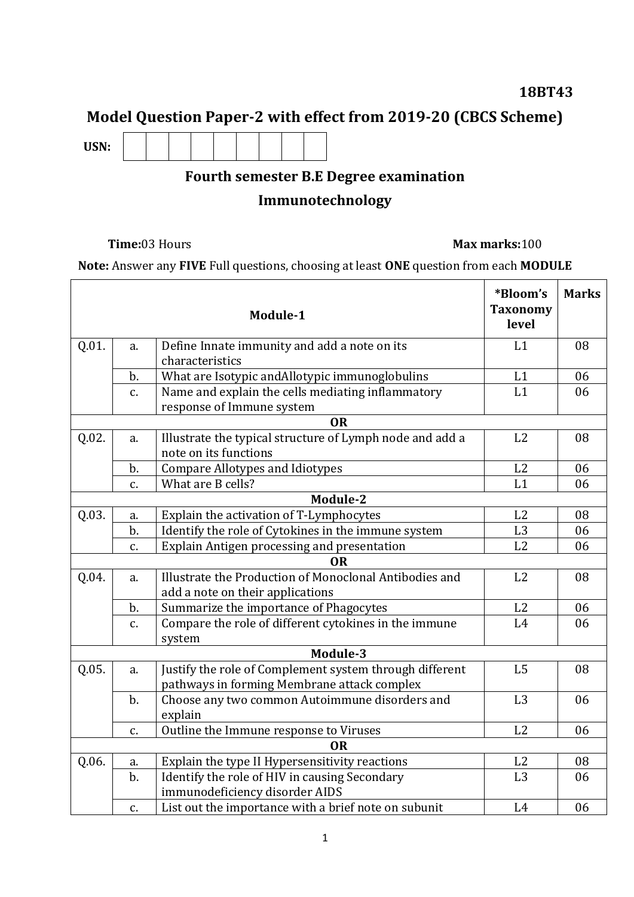**18BT43**

# Model Question Paper-2 with effect from 2019-20 (CBCS Scheme)

**USN:** | | | | | | | | | |

## Fourth semester B.E Degree examination

## Immunotechnology

**Time:** 03 Hours **Max marks:** 100

**Note:** Answer any **FIVE** Full questions, choosing at least **ONE** question from each **MODULE**

| | | **Module-1** | ***Bloom's Taxonomy level** | **Marks** |
|---|---|---|---|---|
| Q.01. | a. | Define Innate immunity and add a note on its characteristics | L1 | 08 |
| | b. | What are Isotypic andAllotypic immunoglobulins | L1 | 06 |
| | c. | Name and explain the cells mediating inflammatory response of Immune system | L1 | 06 |
| | | **OR** | | |
| Q.02. | a. | Illustrate the typical structure of Lymph node and add a note on its functions | L2 | 08 |
| | b. | Compare Allotypes and Idiotypes | L2 | 06 |
| | c. | What are B cells? | L1 | 06 |
| | | **Module-2** | | |
| Q.03. | a. | Explain the activation of T-Lymphocytes | L2 | 08 |
| | b. | Identify the role of Cytokines in the immune system | L3 | 06 |
| | c. | Explain Antigen processing and presentation | L2 | 06 |
| | | **OR** | | |
| Q.04. | a. | Illustrate the Production of Monoclonal Antibodies and add a note on their applications | L2 | 08 |
| | b. | Summarize the importance of Phagocytes | L2 | 06 |
| | c. | Compare the role of different cytokines in the immune system | L4 | 06 |
| | | **Module-3** | | |
| Q.05. | a. | Justify the role of Complement system through different pathways in forming Membrane attack complex | L5 | 08 |
| | b. | Choose any two common Autoimmune disorders and explain | L3 | 06 |
| | c. | Outline the Immune response to Viruses | L2 | 06 |
| | | **OR** | | |
| Q.06. | a. | Explain the type II Hypersensitivity reactions | L2 | 08 |
| | b. | Identify the role of HIV in causing Secondary immunodeficiency disorder AIDS | L3 | 06 |
| | c. | List out the importance with a brief note on subunit | L4 | 06 |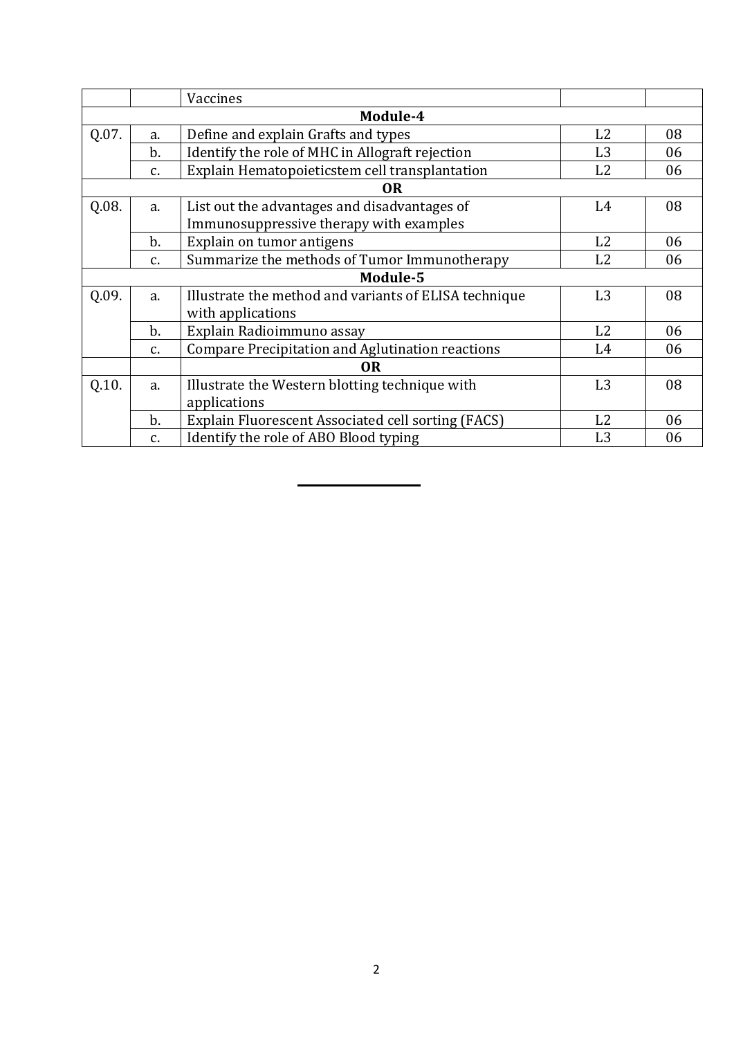| | | | | |
|---|---|---|---|---|
| | | Vaccines | | |
| **Module-4** | | | | |
| Q.07. | a. | Define and explain Grafts and types | L2 | 08 |
| | b. | Identify the role of MHC in Allograft rejection | L3 | 06 |
| | c. | Explain Hematopoieticstem cell transplantation | L2 | 06 |
| **OR** | | | | |
| Q.08. | a. | List out the advantages and disadvantages of Immunosuppressive therapy with examples | L4 | 08 |
| | b. | Explain on tumor antigens | L2 | 06 |
| | c. | Summarize the methods of Tumor Immunotherapy | L2 | 06 |
| **Module-5** | | | | |
| Q.09. | a. | Illustrate the method and variants of ELISA technique with applications | L3 | 08 |
| | b. | Explain Radioimmuno assay | L2 | 06 |
| | c. | Compare Precipitation and Aglutination reactions | L4 | 06 |
| | | **OR** | | |
| Q.10. | a. | Illustrate the Western blotting technique with applications | L3 | 08 |
| | b. | Explain Fluorescent Associated cell sorting (FACS) | L2 | 06 |
| | c. | Identify the role of ABO Blood typing | L3 | 06 |